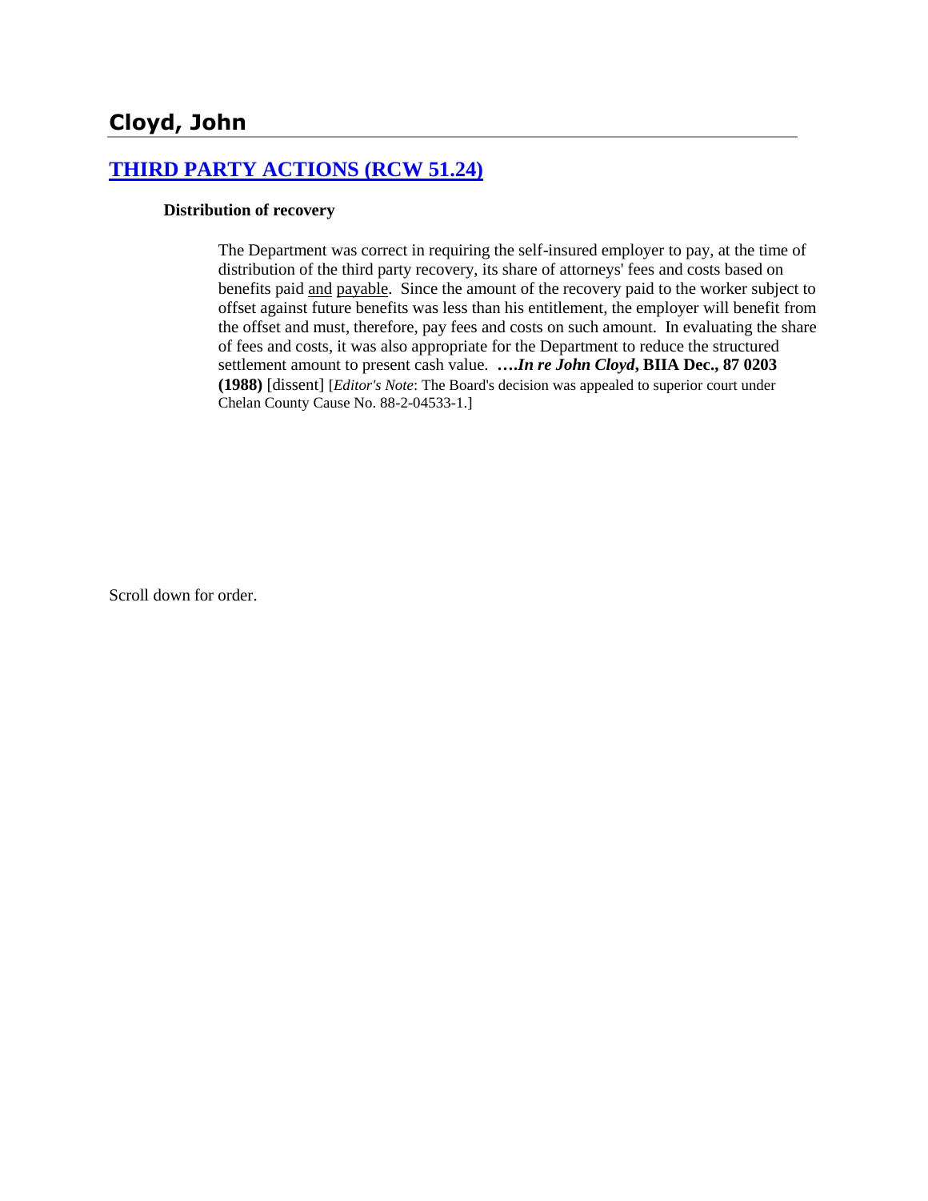# Cloyd, John

## [THIRD PARTY ACTIONS (RCW 51.24)]

**Distribution of recovery**

The Department was correct in requiring the self-insured employer to pay, at the time of distribution of the third party recovery, its share of attorneys' fees and costs based on benefits paid and payable. Since the amount of the recovery paid to the worker subject to offset against future benefits was less than his entitlement, the employer will benefit from the offset and must, therefore, pay fees and costs on such amount. In evaluating the share of fees and costs, it was also appropriate for the Department to reduce the structured settlement amount to present cash value. **….*In re John Cloyd*, BIIA Dec., 87 0203 (1988)** [dissent] [*Editor's Note*: The Board's decision was appealed to superior court under Chelan County Cause No. 88-2-04533-1.]

Scroll down for order.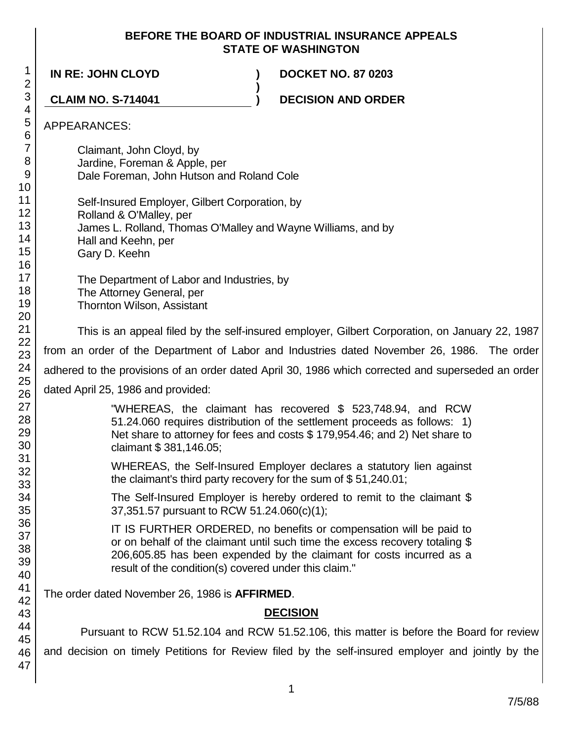**BEFORE THE BOARD OF INDUSTRIAL INSURANCE APPEALS**
**STATE OF WASHINGTON**

| | | |
|---|---|---|
| **IN RE: JOHN CLOYD** | **)** | **DOCKET NO. 87 0203** |
| | **)** | |
| **CLAIM NO. S-714041** | **)** | **DECISION AND ORDER** |

APPEARANCES:

Claimant, John Cloyd, by
Jardine, Foreman & Apple, per
Dale Foreman, John Hutson and Roland Cole

Self-Insured Employer, Gilbert Corporation, by
Rolland & O'Malley, per
James L. Rolland, Thomas O'Malley and Wayne Williams, and by
Hall and Keehn, per
Gary D. Keehn

The Department of Labor and Industries, by
The Attorney General, per
Thornton Wilson, Assistant

This is an appeal filed by the self-insured employer, Gilbert Corporation, on January 22, 1987 from an order of the Department of Labor and Industries dated November 26, 1986. The order adhered to the provisions of an order dated April 30, 1986 which corrected and superseded an order dated April 25, 1986 and provided:

> "WHEREAS, the claimant has recovered $ 523,748.94, and RCW 51.24.060 requires distribution of the settlement proceeds as follows: 1) Net share to attorney for fees and costs $ 179,954.46; and 2) Net share to claimant $ 381,146.05;
>
> WHEREAS, the Self-Insured Employer declares a statutory lien against the claimant's third party recovery for the sum of $ 51,240.01;
>
> The Self-Insured Employer is hereby ordered to remit to the claimant $ 37,351.57 pursuant to RCW 51.24.060(c)(1);
>
> IT IS FURTHER ORDERED, no benefits or compensation will be paid to or on behalf of the claimant until such time the excess recovery totaling $ 206,605.85 has been expended by the claimant for costs incurred as a result of the condition(s) covered under this claim."

The order dated November 26, 1986 is **AFFIRMED**.

## DECISION

Pursuant to RCW 51.52.104 and RCW 51.52.106, this matter is before the Board for review and decision on timely Petitions for Review filed by the self-insured employer and jointly by the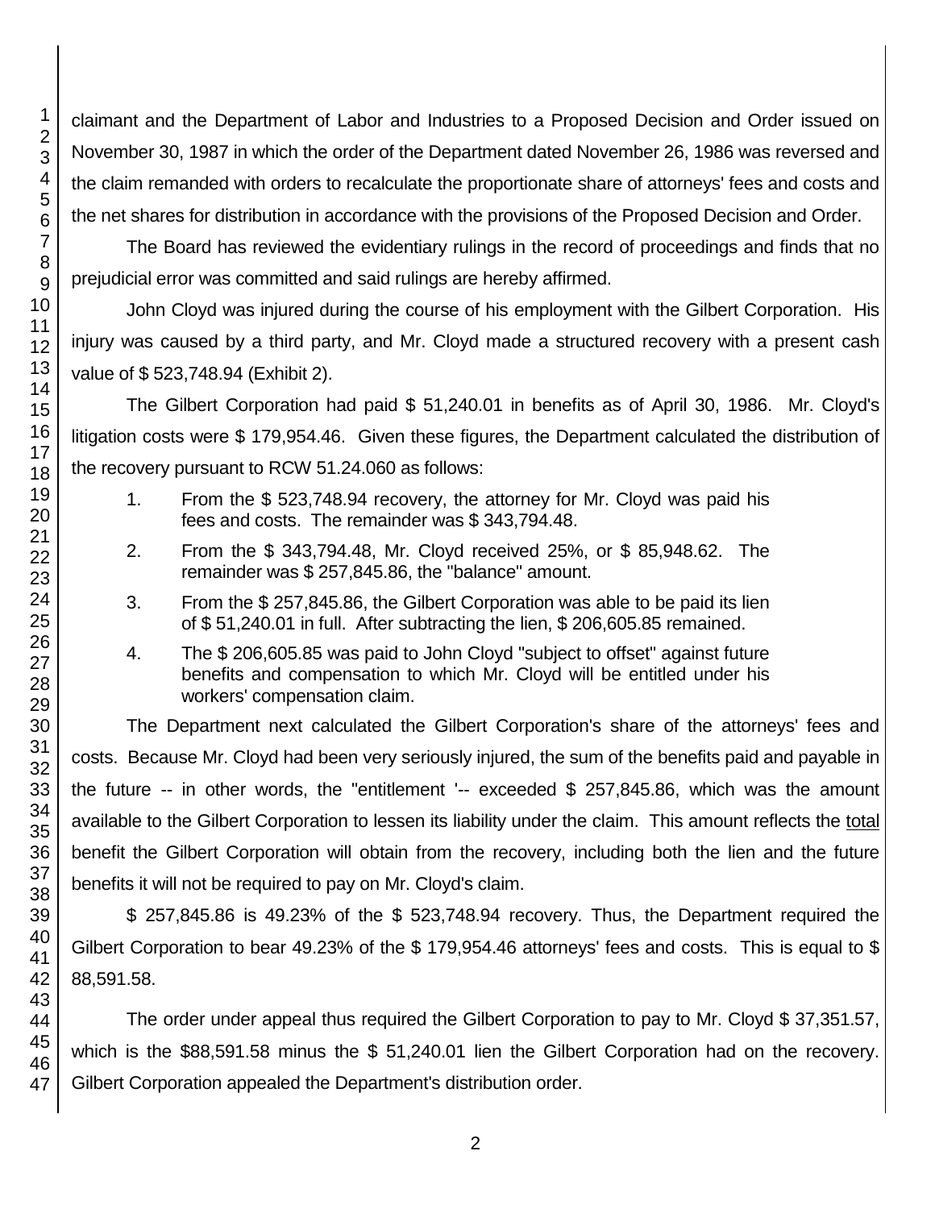claimant and the Department of Labor and Industries to a Proposed Decision and Order issued on November 30, 1987 in which the order of the Department dated November 26, 1986 was reversed and the claim remanded with orders to recalculate the proportionate share of attorneys' fees and costs and the net shares for distribution in accordance with the provisions of the Proposed Decision and Order.

The Board has reviewed the evidentiary rulings in the record of proceedings and finds that no prejudicial error was committed and said rulings are hereby affirmed.

John Cloyd was injured during the course of his employment with the Gilbert Corporation. His injury was caused by a third party, and Mr. Cloyd made a structured recovery with a present cash value of $ 523,748.94 (Exhibit 2).

The Gilbert Corporation had paid $ 51,240.01 in benefits as of April 30, 1986. Mr. Cloyd's litigation costs were $ 179,954.46. Given these figures, the Department calculated the distribution of the recovery pursuant to RCW 51.24.060 as follows:

1. From the $ 523,748.94 recovery, the attorney for Mr. Cloyd was paid his fees and costs. The remainder was $ 343,794.48.
2. From the $ 343,794.48, Mr. Cloyd received 25%, or $ 85,948.62. The remainder was $ 257,845.86, the "balance" amount.
3. From the $ 257,845.86, the Gilbert Corporation was able to be paid its lien of $ 51,240.01 in full. After subtracting the lien, $ 206,605.85 remained.
4. The $ 206,605.85 was paid to John Cloyd "subject to offset" against future benefits and compensation to which Mr. Cloyd will be entitled under his workers' compensation claim.

The Department next calculated the Gilbert Corporation's share of the attorneys' fees and costs. Because Mr. Cloyd had been very seriously injured, the sum of the benefits paid and payable in the future -- in other words, the "entitlement '-- exceeded $ 257,845.86, which was the amount available to the Gilbert Corporation to lessen its liability under the claim. This amount reflects the total benefit the Gilbert Corporation will obtain from the recovery, including both the lien and the future benefits it will not be required to pay on Mr. Cloyd's claim.

$ 257,845.86 is 49.23% of the $ 523,748.94 recovery. Thus, the Department required the Gilbert Corporation to bear 49.23% of the $ 179,954.46 attorneys' fees and costs. This is equal to $ 88,591.58.

The order under appeal thus required the Gilbert Corporation to pay to Mr. Cloyd $ 37,351.57, which is the $88,591.58 minus the $ 51,240.01 lien the Gilbert Corporation had on the recovery. Gilbert Corporation appealed the Department's distribution order.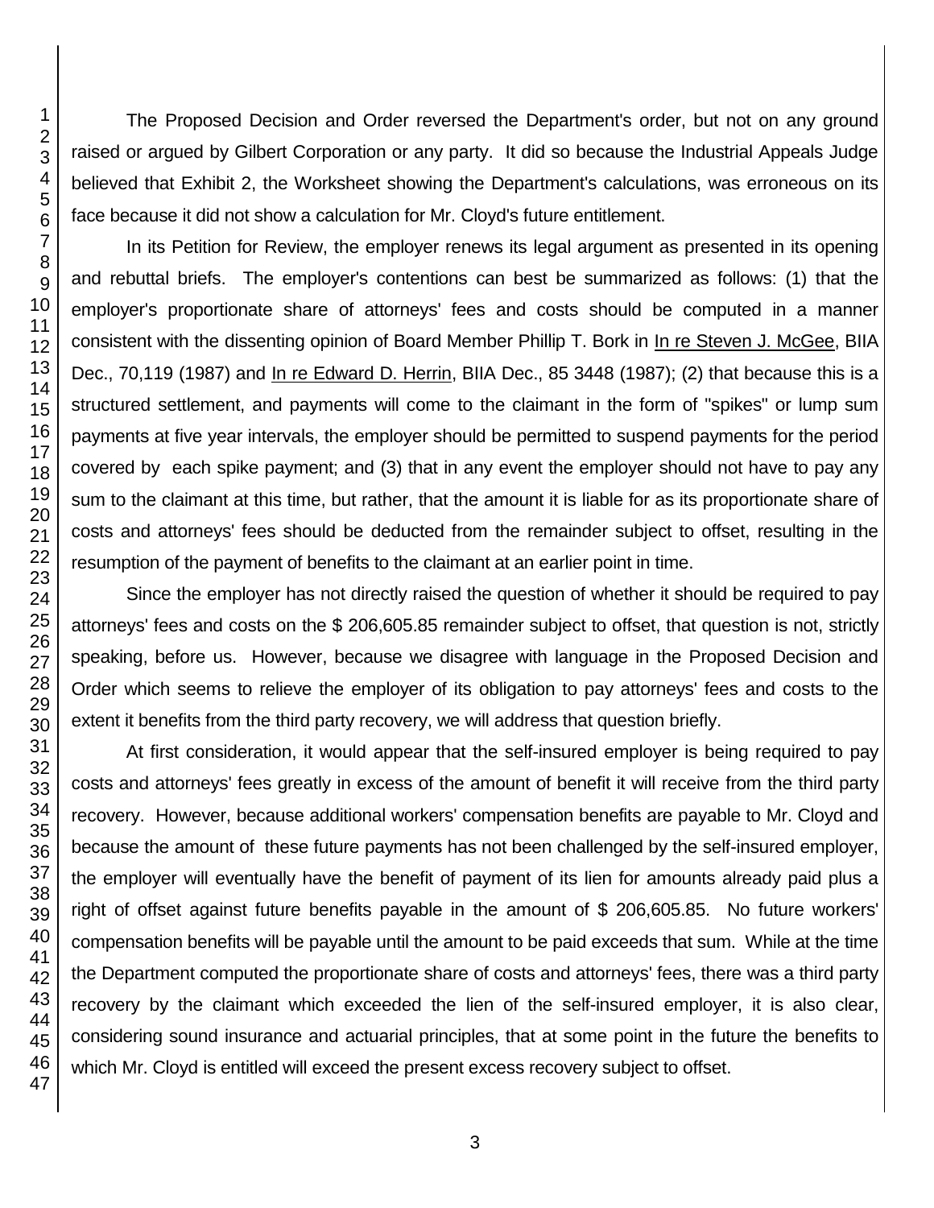The Proposed Decision and Order reversed the Department's order, but not on any ground raised or argued by Gilbert Corporation or any party. It did so because the Industrial Appeals Judge believed that Exhibit 2, the Worksheet showing the Department's calculations, was erroneous on its face because it did not show a calculation for Mr. Cloyd's future entitlement.

In its Petition for Review, the employer renews its legal argument as presented in its opening and rebuttal briefs. The employer's contentions can best be summarized as follows: (1) that the employer's proportionate share of attorneys' fees and costs should be computed in a manner consistent with the dissenting opinion of Board Member Phillip T. Bork in In re Steven J. McGee, BIIA Dec., 70,119 (1987) and In re Edward D. Herrin, BIIA Dec., 85 3448 (1987); (2) that because this is a structured settlement, and payments will come to the claimant in the form of "spikes" or lump sum payments at five year intervals, the employer should be permitted to suspend payments for the period covered by each spike payment; and (3) that in any event the employer should not have to pay any sum to the claimant at this time, but rather, that the amount it is liable for as its proportionate share of costs and attorneys' fees should be deducted from the remainder subject to offset, resulting in the resumption of the payment of benefits to the claimant at an earlier point in time.

Since the employer has not directly raised the question of whether it should be required to pay attorneys' fees and costs on the $ 206,605.85 remainder subject to offset, that question is not, strictly speaking, before us. However, because we disagree with language in the Proposed Decision and Order which seems to relieve the employer of its obligation to pay attorneys' fees and costs to the extent it benefits from the third party recovery, we will address that question briefly.

At first consideration, it would appear that the self-insured employer is being required to pay costs and attorneys' fees greatly in excess of the amount of benefit it will receive from the third party recovery. However, because additional workers' compensation benefits are payable to Mr. Cloyd and because the amount of these future payments has not been challenged by the self-insured employer, the employer will eventually have the benefit of payment of its lien for amounts already paid plus a right of offset against future benefits payable in the amount of $ 206,605.85. No future workers' compensation benefits will be payable until the amount to be paid exceeds that sum. While at the time the Department computed the proportionate share of costs and attorneys' fees, there was a third party recovery by the claimant which exceeded the lien of the self-insured employer, it is also clear, considering sound insurance and actuarial principles, that at some point in the future the benefits to which Mr. Cloyd is entitled will exceed the present excess recovery subject to offset.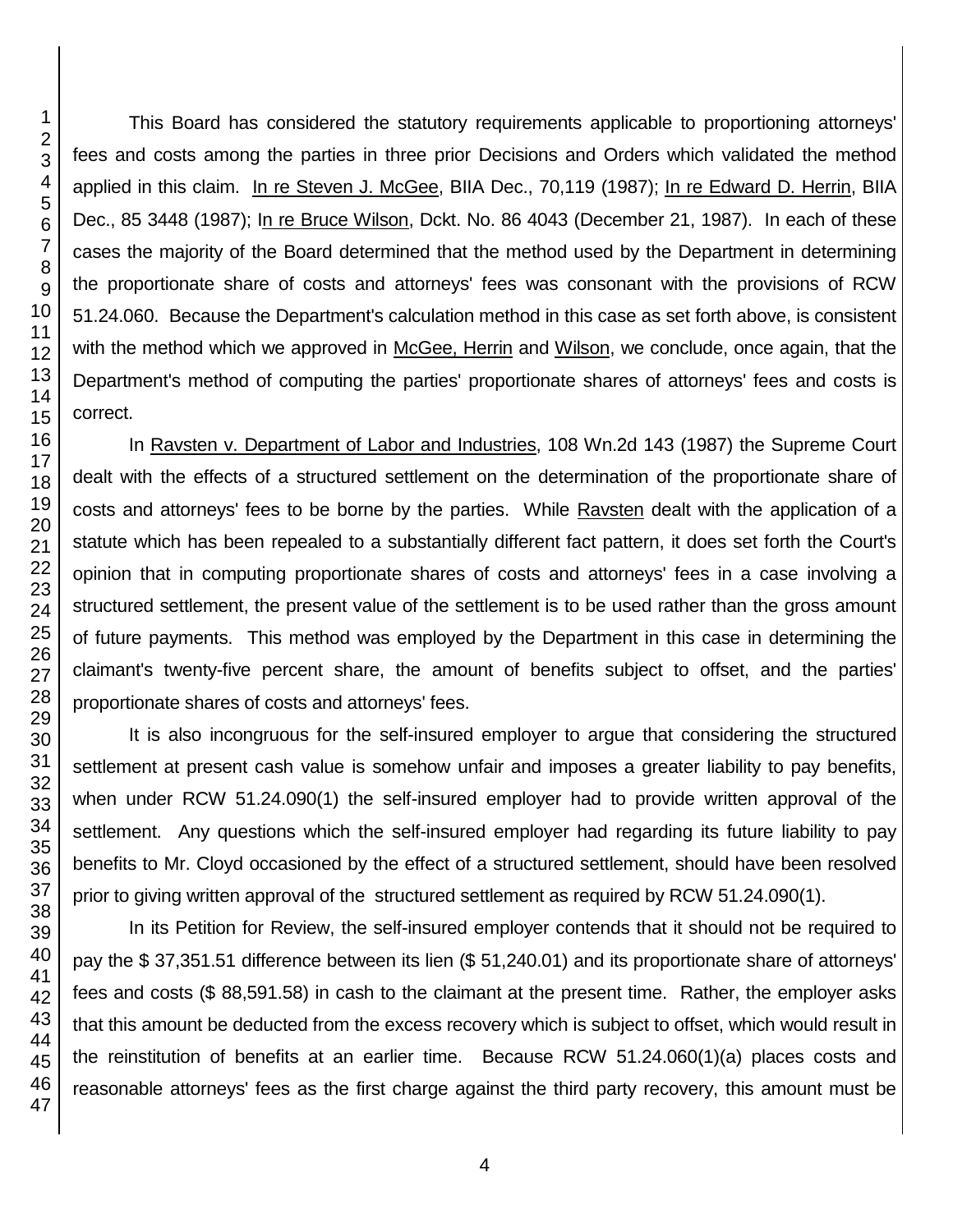This Board has considered the statutory requirements applicable to proportioning attorneys' fees and costs among the parties in three prior Decisions and Orders which validated the method applied in this claim. In re Steven J. McGee, BIIA Dec., 70,119 (1987); In re Edward D. Herrin, BIIA Dec., 85 3448 (1987); In re Bruce Wilson, Dckt. No. 86 4043 (December 21, 1987). In each of these cases the majority of the Board determined that the method used by the Department in determining the proportionate share of costs and attorneys' fees was consonant with the provisions of RCW 51.24.060. Because the Department's calculation method in this case as set forth above, is consistent with the method which we approved in McGee, Herrin and Wilson, we conclude, once again, that the Department's method of computing the parties' proportionate shares of attorneys' fees and costs is correct.

In Ravsten v. Department of Labor and Industries, 108 Wn.2d 143 (1987) the Supreme Court dealt with the effects of a structured settlement on the determination of the proportionate share of costs and attorneys' fees to be borne by the parties. While Ravsten dealt with the application of a statute which has been repealed to a substantially different fact pattern, it does set forth the Court's opinion that in computing proportionate shares of costs and attorneys' fees in a case involving a structured settlement, the present value of the settlement is to be used rather than the gross amount of future payments. This method was employed by the Department in this case in determining the claimant's twenty-five percent share, the amount of benefits subject to offset, and the parties' proportionate shares of costs and attorneys' fees.

It is also incongruous for the self-insured employer to argue that considering the structured settlement at present cash value is somehow unfair and imposes a greater liability to pay benefits, when under RCW 51.24.090(1) the self-insured employer had to provide written approval of the settlement. Any questions which the self-insured employer had regarding its future liability to pay benefits to Mr. Cloyd occasioned by the effect of a structured settlement, should have been resolved prior to giving written approval of the structured settlement as required by RCW 51.24.090(1).

In its Petition for Review, the self-insured employer contends that it should not be required to pay the $ 37,351.51 difference between its lien ($ 51,240.01) and its proportionate share of attorneys' fees and costs ($ 88,591.58) in cash to the claimant at the present time. Rather, the employer asks that this amount be deducted from the excess recovery which is subject to offset, which would result in the reinstitution of benefits at an earlier time. Because RCW 51.24.060(1)(a) places costs and reasonable attorneys' fees as the first charge against the third party recovery, this amount must be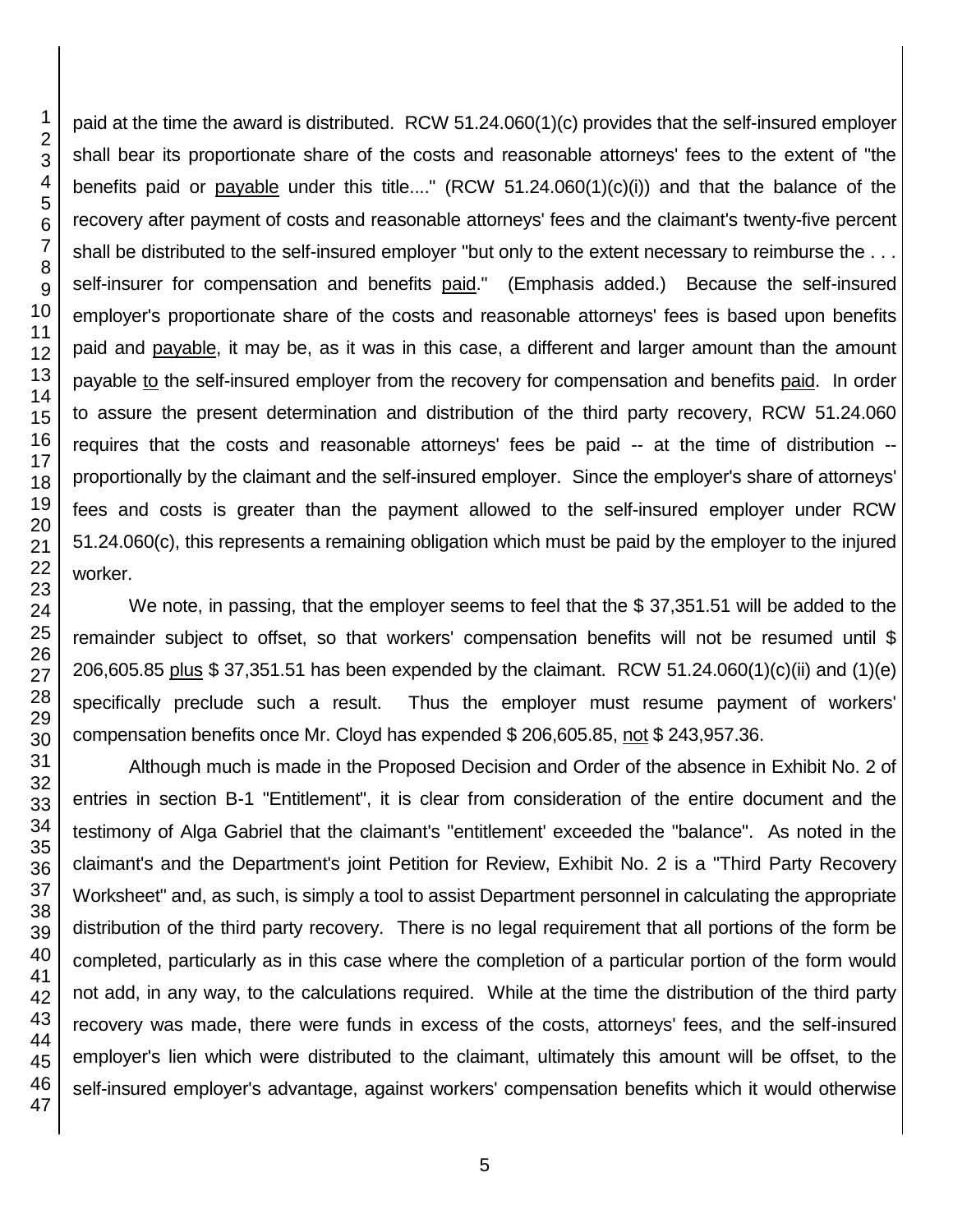paid at the time the award is distributed. RCW 51.24.060(1)(c) provides that the self-insured employer shall bear its proportionate share of the costs and reasonable attorneys' fees to the extent of "the benefits paid or payable under this title...." (RCW 51.24.060(1)(c)(i)) and that the balance of the recovery after payment of costs and reasonable attorneys' fees and the claimant's twenty-five percent shall be distributed to the self-insured employer "but only to the extent necessary to reimburse the . . . self-insurer for compensation and benefits paid." (Emphasis added.) Because the self-insured employer's proportionate share of the costs and reasonable attorneys' fees is based upon benefits paid and payable, it may be, as it was in this case, a different and larger amount than the amount payable to the self-insured employer from the recovery for compensation and benefits paid. In order to assure the present determination and distribution of the third party recovery, RCW 51.24.060 requires that the costs and reasonable attorneys' fees be paid -- at the time of distribution -- proportionally by the claimant and the self-insured employer. Since the employer's share of attorneys' fees and costs is greater than the payment allowed to the self-insured employer under RCW 51.24.060(c), this represents a remaining obligation which must be paid by the employer to the injured worker.

We note, in passing, that the employer seems to feel that the $ 37,351.51 will be added to the remainder subject to offset, so that workers' compensation benefits will not be resumed until $ 206,605.85 plus $ 37,351.51 has been expended by the claimant. RCW 51.24.060(1)(c)(ii) and (1)(e) specifically preclude such a result. Thus the employer must resume payment of workers' compensation benefits once Mr. Cloyd has expended $ 206,605.85, not $ 243,957.36.

Although much is made in the Proposed Decision and Order of the absence in Exhibit No. 2 of entries in section B-1 "Entitlement", it is clear from consideration of the entire document and the testimony of Alga Gabriel that the claimant's "entitlement' exceeded the "balance". As noted in the claimant's and the Department's joint Petition for Review, Exhibit No. 2 is a "Third Party Recovery Worksheet" and, as such, is simply a tool to assist Department personnel in calculating the appropriate distribution of the third party recovery. There is no legal requirement that all portions of the form be completed, particularly as in this case where the completion of a particular portion of the form would not add, in any way, to the calculations required. While at the time the distribution of the third party recovery was made, there were funds in excess of the costs, attorneys' fees, and the self-insured employer's lien which were distributed to the claimant, ultimately this amount will be offset, to the self-insured employer's advantage, against workers' compensation benefits which it would otherwise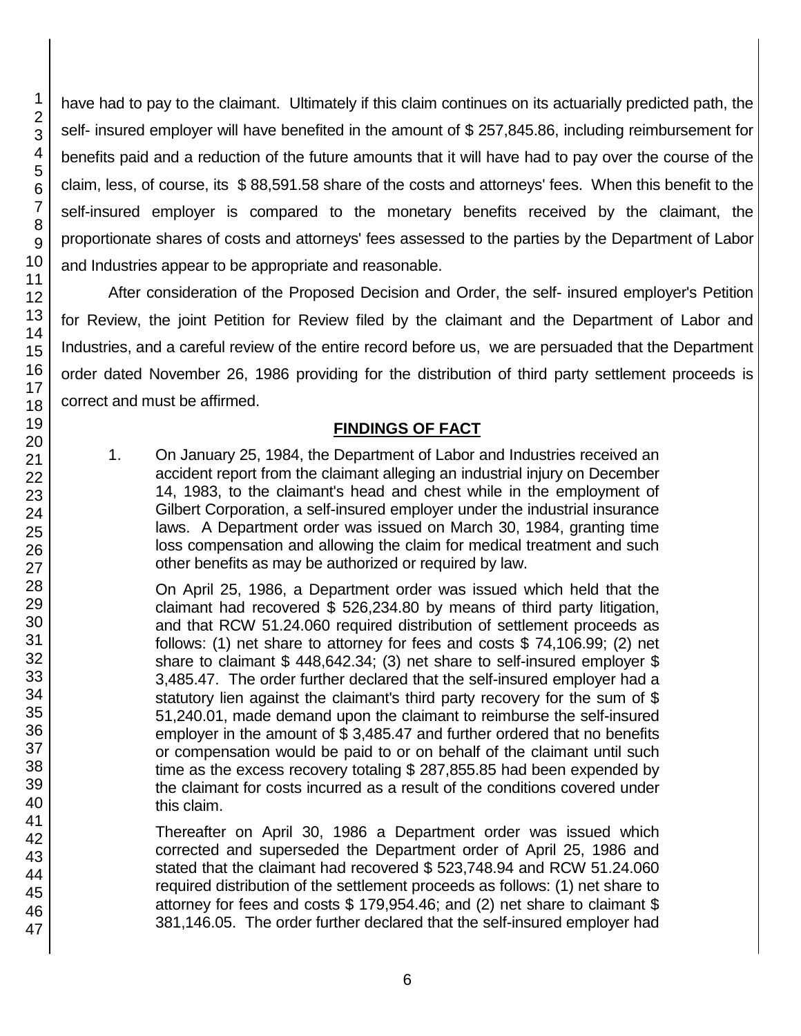have had to pay to the claimant. Ultimately if this claim continues on its actuarially predicted path, the self- insured employer will have benefited in the amount of $ 257,845.86, including reimbursement for benefits paid and a reduction of the future amounts that it will have had to pay over the course of the claim, less, of course, its $ 88,591.58 share of the costs and attorneys' fees. When this benefit to the self-insured employer is compared to the monetary benefits received by the claimant, the proportionate shares of costs and attorneys' fees assessed to the parties by the Department of Labor and Industries appear to be appropriate and reasonable.

After consideration of the Proposed Decision and Order, the self- insured employer's Petition for Review, the joint Petition for Review filed by the claimant and the Department of Labor and Industries, and a careful review of the entire record before us, we are persuaded that the Department order dated November 26, 1986 providing for the distribution of third party settlement proceeds is correct and must be affirmed.

## FINDINGS OF FACT

1. On January 25, 1984, the Department of Labor and Industries received an accident report from the claimant alleging an industrial injury on December 14, 1983, to the claimant's head and chest while in the employment of Gilbert Corporation, a self-insured employer under the industrial insurance laws. A Department order was issued on March 30, 1984, granting time loss compensation and allowing the claim for medical treatment and such other benefits as may be authorized or required by law.

   On April 25, 1986, a Department order was issued which held that the claimant had recovered $ 526,234.80 by means of third party litigation, and that RCW 51.24.060 required distribution of settlement proceeds as follows: (1) net share to attorney for fees and costs $ 74,106.99; (2) net share to claimant $ 448,642.34; (3) net share to self-insured employer $ 3,485.47. The order further declared that the self-insured employer had a statutory lien against the claimant's third party recovery for the sum of $ 51,240.01, made demand upon the claimant to reimburse the self-insured employer in the amount of $ 3,485.47 and further ordered that no benefits or compensation would be paid to or on behalf of the claimant until such time as the excess recovery totaling $ 287,855.85 had been expended by the claimant for costs incurred as a result of the conditions covered under this claim.

   Thereafter on April 30, 1986 a Department order was issued which corrected and superseded the Department order of April 25, 1986 and stated that the claimant had recovered $ 523,748.94 and RCW 51.24.060 required distribution of the settlement proceeds as follows: (1) net share to attorney for fees and costs $ 179,954.46; and (2) net share to claimant $ 381,146.05. The order further declared that the self-insured employer had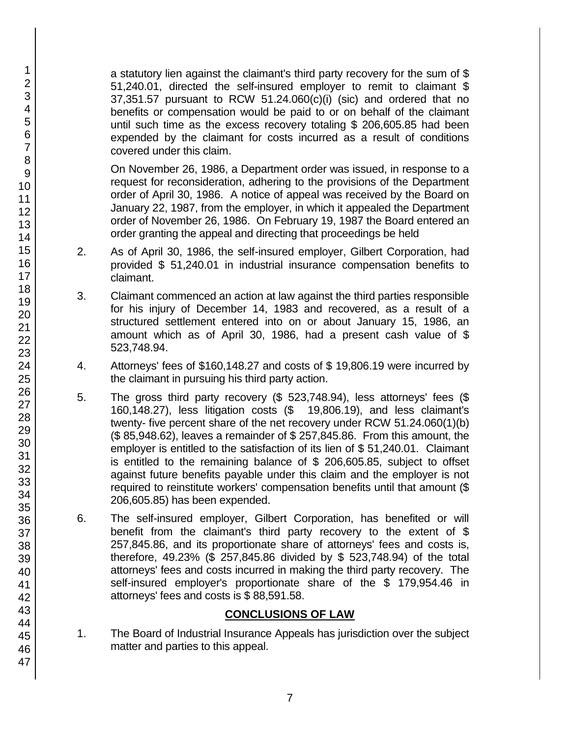a statutory lien against the claimant's third party recovery for the sum of $ 51,240.01, directed the self-insured employer to remit to claimant $ 37,351.57 pursuant to RCW 51.24.060(c)(i) (sic) and ordered that no benefits or compensation would be paid to or on behalf of the claimant until such time as the excess recovery totaling $ 206,605.85 had been expended by the claimant for costs incurred as a result of conditions covered under this claim.

On November 26, 1986, a Department order was issued, in response to a request for reconsideration, adhering to the provisions of the Department order of April 30, 1986. A notice of appeal was received by the Board on January 22, 1987, from the employer, in which it appealed the Department order of November 26, 1986. On February 19, 1987 the Board entered an order granting the appeal and directing that proceedings be held

2. As of April 30, 1986, the self-insured employer, Gilbert Corporation, had provided $ 51,240.01 in industrial insurance compensation benefits to claimant.

3. Claimant commenced an action at law against the third parties responsible for his injury of December 14, 1983 and recovered, as a result of a structured settlement entered into on or about January 15, 1986, an amount which as of April 30, 1986, had a present cash value of $ 523,748.94.

4. Attorneys' fees of $160,148.27 and costs of $ 19,806.19 were incurred by the claimant in pursuing his third party action.

5. The gross third party recovery ($ 523,748.94), less attorneys' fees ($ 160,148.27), less litigation costs ($ 19,806.19), and less claimant's twenty- five percent share of the net recovery under RCW 51.24.060(1)(b) ($ 85,948.62), leaves a remainder of $ 257,845.86. From this amount, the employer is entitled to the satisfaction of its lien of $ 51,240.01. Claimant is entitled to the remaining balance of $ 206,605.85, subject to offset against future benefits payable under this claim and the employer is not required to reinstitute workers' compensation benefits until that amount ($ 206,605.85) has been expended.

6. The self-insured employer, Gilbert Corporation, has benefited or will benefit from the claimant's third party recovery to the extent of $ 257,845.86, and its proportionate share of attorneys' fees and costs is, therefore, 49.23% ($ 257,845.86 divided by $ 523,748.94) of the total attorneys' fees and costs incurred in making the third party recovery. The self-insured employer's proportionate share of the $ 179,954.46 in attorneys' fees and costs is $ 88,591.58.

## CONCLUSIONS OF LAW

1. The Board of Industrial Insurance Appeals has jurisdiction over the subject matter and parties to this appeal.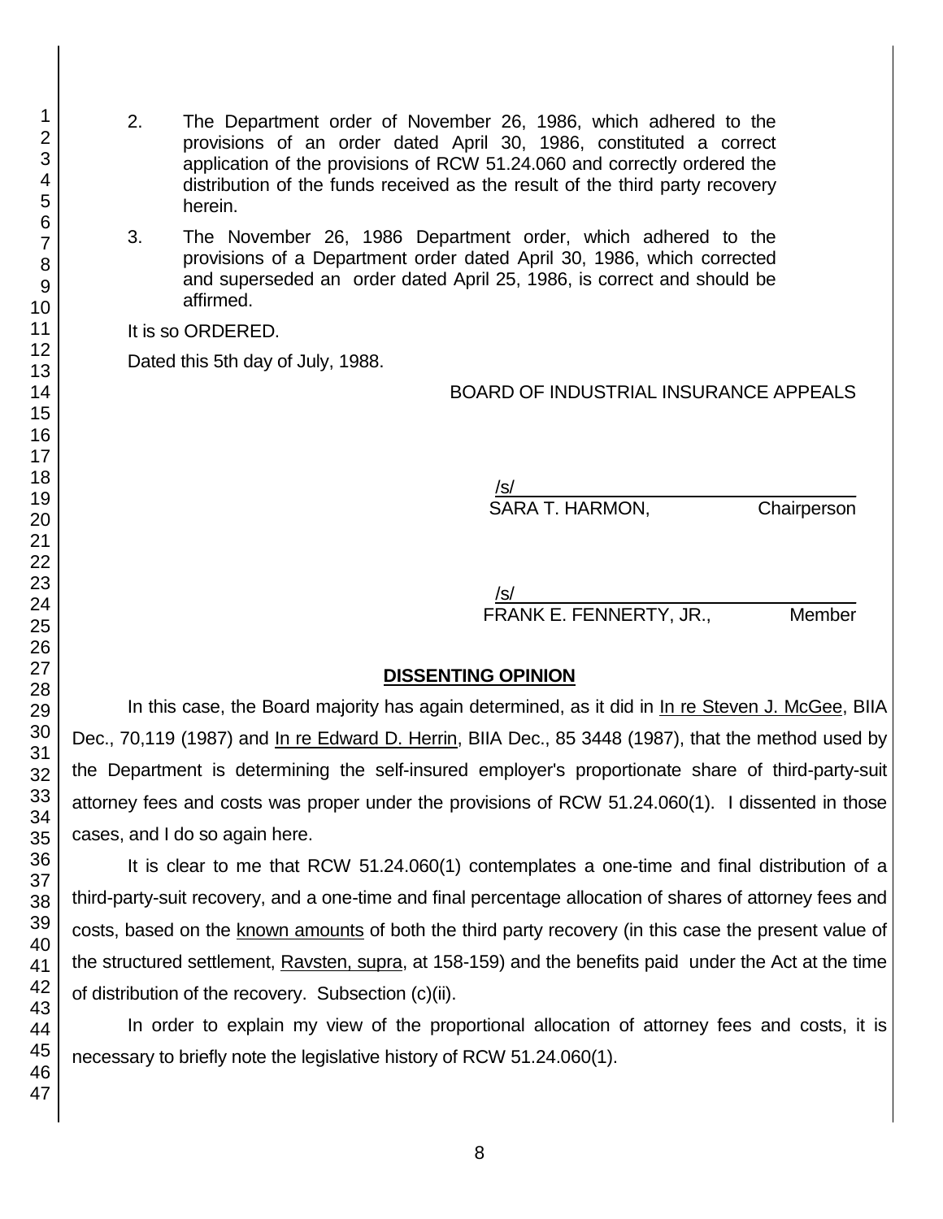2. The Department order of November 26, 1986, which adhered to the provisions of an order dated April 30, 1986, constituted a correct application of the provisions of RCW 51.24.060 and correctly ordered the distribution of the funds received as the result of the third party recovery herein.

3. The November 26, 1986 Department order, which adhered to the provisions of a Department order dated April 30, 1986, which corrected and superseded an order dated April 25, 1986, is correct and should be affirmed.

It is so ORDERED.

Dated this 5th day of July, 1988.

BOARD OF INDUSTRIAL INSURANCE APPEALS

/s/
SARA T. HARMON, Chairperson

/s/
FRANK E. FENNERTY, JR., Member

## DISSENTING OPINION

In this case, the Board majority has again determined, as it did in In re Steven J. McGee, BIIA Dec., 70,119 (1987) and In re Edward D. Herrin, BIIA Dec., 85 3448 (1987), that the method used by the Department is determining the self-insured employer's proportionate share of third-party-suit attorney fees and costs was proper under the provisions of RCW 51.24.060(1). I dissented in those cases, and I do so again here.

It is clear to me that RCW 51.24.060(1) contemplates a one-time and final distribution of a third-party-suit recovery, and a one-time and final percentage allocation of shares of attorney fees and costs, based on the known amounts of both the third party recovery (in this case the present value of the structured settlement, Ravsten, supra, at 158-159) and the benefits paid under the Act at the time of distribution of the recovery. Subsection (c)(ii).

In order to explain my view of the proportional allocation of attorney fees and costs, it is necessary to briefly note the legislative history of RCW 51.24.060(1).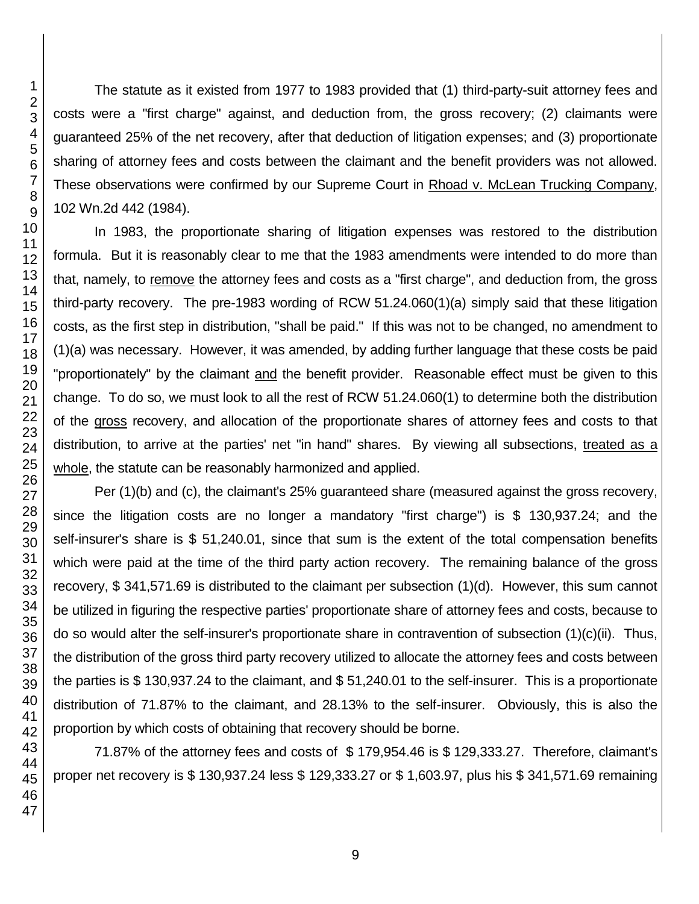The statute as it existed from 1977 to 1983 provided that (1) third-party-suit attorney fees and costs were a "first charge" against, and deduction from, the gross recovery; (2) claimants were guaranteed 25% of the net recovery, after that deduction of litigation expenses; and (3) proportionate sharing of attorney fees and costs between the claimant and the benefit providers was not allowed. These observations were confirmed by our Supreme Court in Rhoad v. McLean Trucking Company, 102 Wn.2d 442 (1984).

In 1983, the proportionate sharing of litigation expenses was restored to the distribution formula. But it is reasonably clear to me that the 1983 amendments were intended to do more than that, namely, to remove the attorney fees and costs as a "first charge", and deduction from, the gross third-party recovery. The pre-1983 wording of RCW 51.24.060(1)(a) simply said that these litigation costs, as the first step in distribution, "shall be paid." If this was not to be changed, no amendment to (1)(a) was necessary. However, it was amended, by adding further language that these costs be paid "proportionately" by the claimant and the benefit provider. Reasonable effect must be given to this change. To do so, we must look to all the rest of RCW 51.24.060(1) to determine both the distribution of the gross recovery, and allocation of the proportionate shares of attorney fees and costs to that distribution, to arrive at the parties' net "in hand" shares. By viewing all subsections, treated as a whole, the statute can be reasonably harmonized and applied.

Per (1)(b) and (c), the claimant's 25% guaranteed share (measured against the gross recovery, since the litigation costs are no longer a mandatory "first charge") is $ 130,937.24; and the self-insurer's share is $ 51,240.01, since that sum is the extent of the total compensation benefits which were paid at the time of the third party action recovery. The remaining balance of the gross recovery, $ 341,571.69 is distributed to the claimant per subsection (1)(d). However, this sum cannot be utilized in figuring the respective parties' proportionate share of attorney fees and costs, because to do so would alter the self-insurer's proportionate share in contravention of subsection (1)(c)(ii). Thus, the distribution of the gross third party recovery utilized to allocate the attorney fees and costs between the parties is $ 130,937.24 to the claimant, and $ 51,240.01 to the self-insurer. This is a proportionate distribution of 71.87% to the claimant, and 28.13% to the self-insurer. Obviously, this is also the proportion by which costs of obtaining that recovery should be borne.

71.87% of the attorney fees and costs of $ 179,954.46 is $ 129,333.27. Therefore, claimant's proper net recovery is $ 130,937.24 less $ 129,333.27 or $ 1,603.97, plus his $ 341,571.69 remaining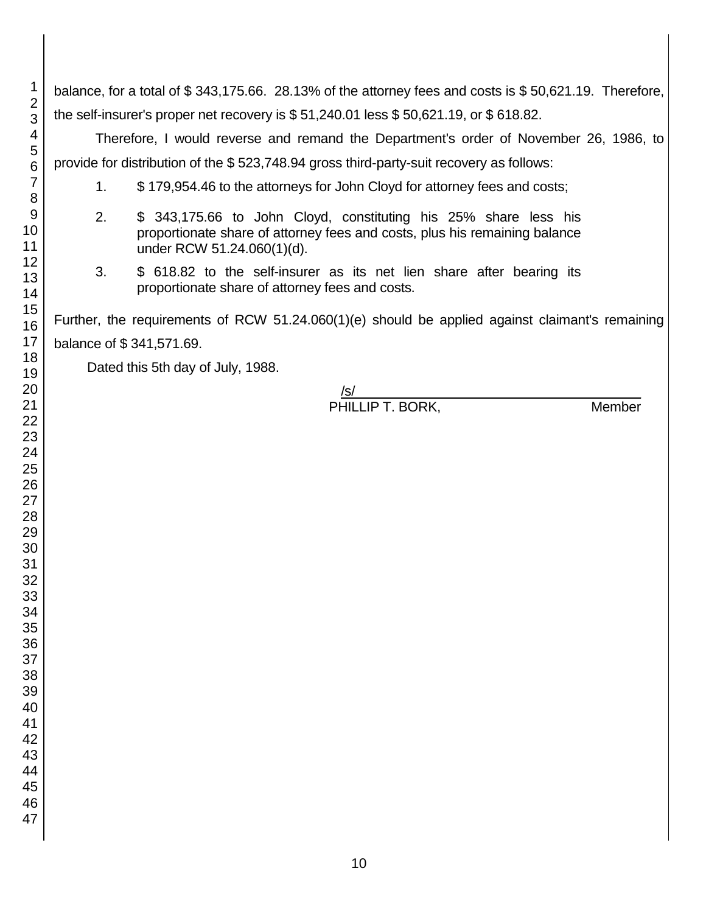balance, for a total of $ 343,175.66. 28.13% of the attorney fees and costs is $ 50,621.19. Therefore, the self-insurer's proper net recovery is $ 51,240.01 less $ 50,621.19, or $ 618.82.

Therefore, I would reverse and remand the Department's order of November 26, 1986, to provide for distribution of the $ 523,748.94 gross third-party-suit recovery as follows:

1. $ 179,954.46 to the attorneys for John Cloyd for attorney fees and costs;
2. $ 343,175.66 to John Cloyd, constituting his 25% share less his proportionate share of attorney fees and costs, plus his remaining balance under RCW 51.24.060(1)(d).
3. $ 618.82 to the self-insurer as its net lien share after bearing its proportionate share of attorney fees and costs.

Further, the requirements of RCW 51.24.060(1)(e) should be applied against claimant's remaining balance of $ 341,571.69.

Dated this 5th day of July, 1988.

/s/
PHILLIP T. BORK, Member